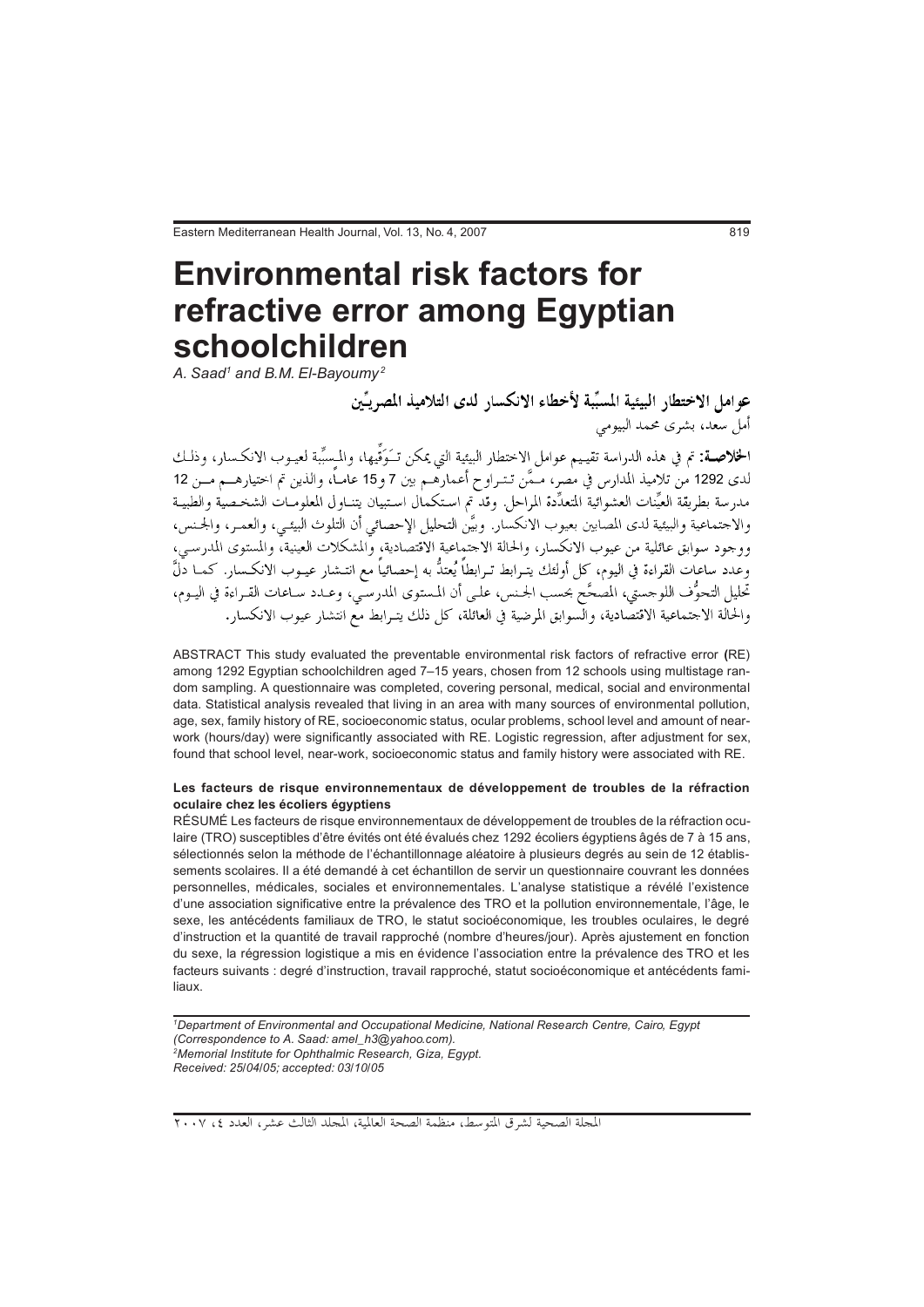# Environmental risk factors for refractive error among Egyptian schoolchildren

*A. Saad[1] and B.M. El-Bayoumy[2]*

## عوامل الاختطار البيئية المسبِّبة لأخطاء الانكسار لدى التلاميذ المصريِّين

أمل سعد، بشرى محمد البيومي

**الخلاصـة:** تم في هذه الدراسة تقييم عوامل الاختطار البيئية التي يمكن تـوَقِّيها، والمسبِّبة لعيوب الانكسار، وذلك لدى 1292 من تلاميذ المدارس في مصر، ممَّن تتراوح أعمارهم بين 7 و15 عاماً، والذين تم اختيارهم من 12 مدرسة بطريقة العيِّنات العشوائية المتعدِّدة المراحل. وقد تم استكمال استبيان يتناول المعلومات الشخصية والطبية والاجتماعية والبيئية لدى المصابين بعيوب الانكسار. وبيَّن التحليل الإحصائي أن التلوث البيئي، والعمر، والجنس، ووجود سوابق عائلية من عيوب الانكسار، والحالة الاجتماعية الاقتصادية، والمشكلات العينية، والمستوى المدرسي، وعدد ساعات القراءة في اليوم، كل أولئك يترابط ترابطاً يُعتدُّ به إحصائياً مع انتشار عيوب الانكسار. كما دلَّ تحليل التحوُّف اللوجستي، المصحَّح بحسب الجنس، على أن المستوى المدرسي، وعدد ساعات القراءة في اليوم، والحالة الاجتماعية الاقتصادية، والسوابق المرضية في العائلة، كل ذلك يترابط مع انتشار عيوب الانكسار.

ABSTRACT This study evaluated the preventable environmental risk factors of refractive error (RE) among 1292 Egyptian schoolchildren aged 7–15 years, chosen from 12 schools using multistage random sampling. A questionnaire was completed, covering personal, medical, social and environmental data. Statistical analysis revealed that living in an area with many sources of environmental pollution, age, sex, family history of RE, socioeconomic status, ocular problems, school level and amount of near-work (hours/day) were significantly associated with RE. Logistic regression, after adjustment for sex, found that school level, near-work, socioeconomic status and family history were associated with RE.

### Les facteurs de risque environnementaux de développement de troubles de la réfraction oculaire chez les écoliers égyptiens

RÉSUMÉ Les facteurs de risque environnementaux de développement de troubles de la réfraction oculaire (TRO) susceptibles d'être évités ont été évalués chez 1292 écoliers égyptiens âgés de 7 à 15 ans, sélectionnés selon la méthode de l'échantillonnage aléatoire à plusieurs degrés au sein de 12 établissements scolaires. Il a été demandé à cet échantillon de servir un questionnaire couvrant les données personnelles, médicales, sociales et environnementales. L'analyse statistique a révélé l'existence d'une association significative entre la prévalence des TRO et la pollution environnementale, l'âge, le sexe, les antécédents familiaux de TRO, le statut socioéconomique, les troubles oculaires, le degré d'instruction et la quantité de travail rapproché (nombre d'heures/jour). Après ajustement en fonction du sexe, la régression logistique a mis en évidence l'association entre la prévalence des TRO et les facteurs suivants : degré d'instruction, travail rapproché, statut socioéconomique et antécédents familiaux.

---

*[1]Department of Environmental and Occupational Medicine, National Research Centre, Cairo, Egypt (Correspondence to A. Saad: amel_h3@yahoo.com).*
*[2]Memorial Institute for Ophthalmic Research, Giza, Egypt.*
*Received: 25/04/05; accepted: 03/10/05*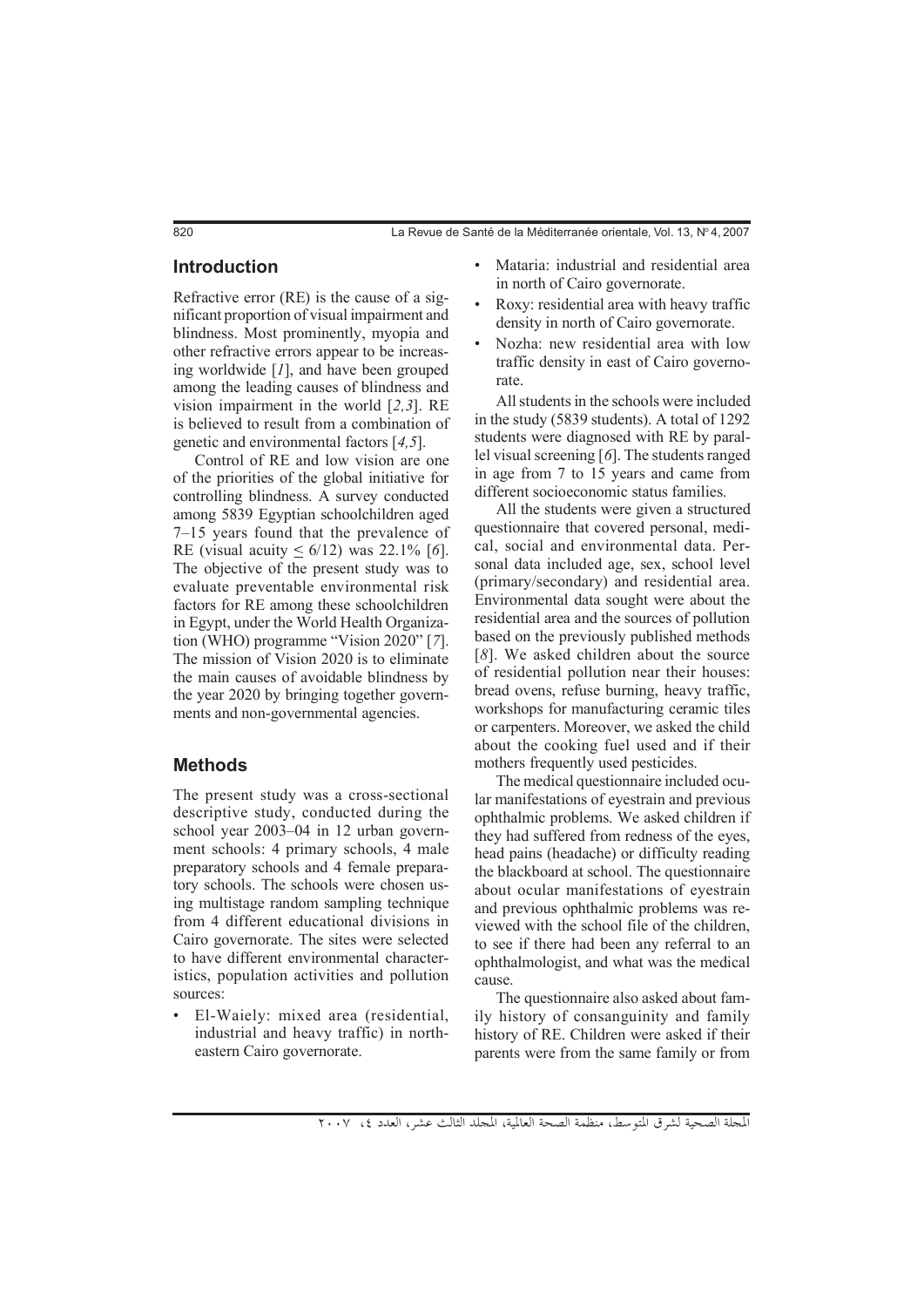## Introduction

Refractive error (RE) is the cause of a significant proportion of visual impairment and blindness. Most prominently, myopia and other refractive errors appear to be increasing worldwide [*1*], and have been grouped among the leading causes of blindness and vision impairment in the world [*2,3*]. RE is believed to result from a combination of genetic and environmental factors [*4,5*].

Control of RE and low vision are one of the priorities of the global initiative for controlling blindness. A survey conducted among 5839 Egyptian schoolchildren aged 7–15 years found that the prevalence of RE (visual acuity ≤ 6/12) was 22.1% [*6*]. The objective of the present study was to evaluate preventable environmental risk factors for RE among these schoolchildren in Egypt, under the World Health Organization (WHO) programme "Vision 2020" [*7*]. The mission of Vision 2020 is to eliminate the main causes of avoidable blindness by the year 2020 by bringing together governments and non-governmental agencies.

## Methods

The present study was a cross-sectional descriptive study, conducted during the school year 2003–04 in 12 urban government schools: 4 primary schools, 4 male preparatory schools and 4 female preparatory schools. The schools were chosen using multistage random sampling technique from 4 different educational divisions in Cairo governorate. The sites were selected to have different environmental characteristics, population activities and pollution sources:

- El-Waiely: mixed area (residential, industrial and heavy traffic) in north-eastern Cairo governorate.
- Mataria: industrial and residential area in north of Cairo governorate.
- Roxy: residential area with heavy traffic density in north of Cairo governorate.
- Nozha: new residential area with low traffic density in east of Cairo governorate.

All students in the schools were included in the study (5839 students). A total of 1292 students were diagnosed with RE by parallel visual screening [*6*]. The students ranged in age from 7 to 15 years and came from different socioeconomic status families.

All the students were given a structured questionnaire that covered personal, medical, social and environmental data. Personal data included age, sex, school level (primary/secondary) and residential area. Environmental data sought were about the residential area and the sources of pollution based on the previously published methods [*8*]. We asked children about the source of residential pollution near their houses: bread ovens, refuse burning, heavy traffic, workshops for manufacturing ceramic tiles or carpenters. Moreover, we asked the child about the cooking fuel used and if their mothers frequently used pesticides.

The medical questionnaire included ocular manifestations of eyestrain and previous ophthalmic problems. We asked children if they had suffered from redness of the eyes, head pains (headache) or difficulty reading the blackboard at school. The questionnaire about ocular manifestations of eyestrain and previous ophthalmic problems was reviewed with the school file of the children, to see if there had been any referral to an ophthalmologist, and what was the medical cause.

The questionnaire also asked about family history of consanguinity and family history of RE. Children were asked if their parents were from the same family or from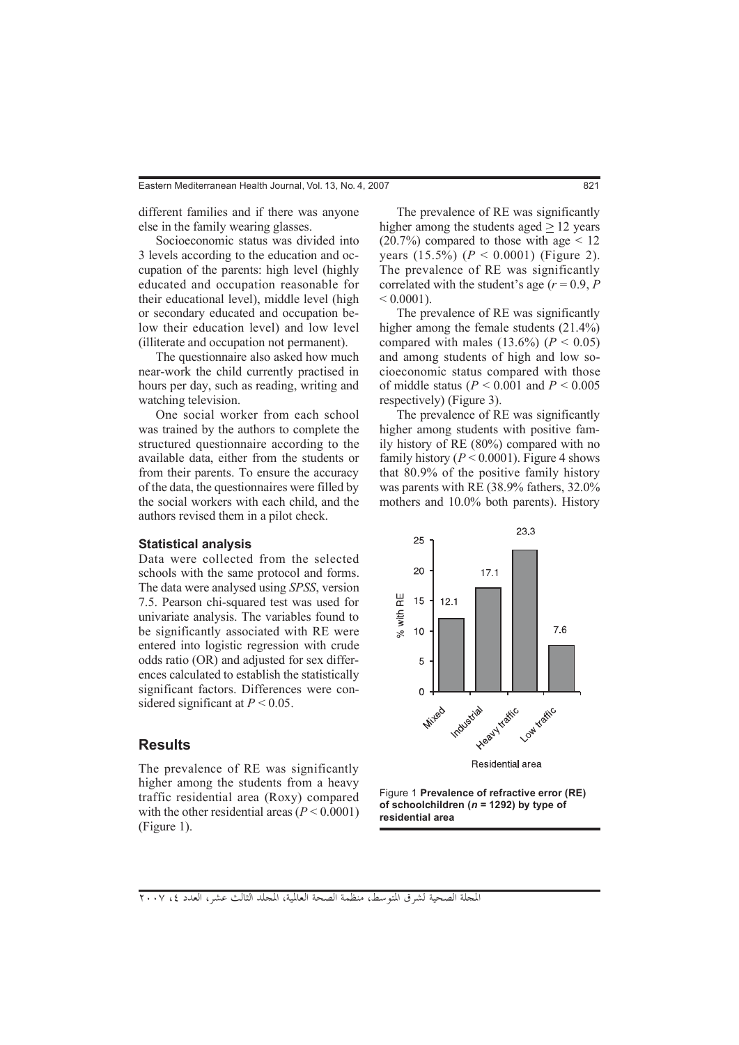different families and if there was anyone else in the family wearing glasses.

Socioeconomic status was divided into 3 levels according to the education and occupation of the parents: high level (highly educated and occupation reasonable for their educational level), middle level (high or secondary educated and occupation below their education level) and low level (illiterate and occupation not permanent).

The questionnaire also asked how much near-work the child currently practised in hours per day, such as reading, writing and watching television.

One social worker from each school was trained by the authors to complete the structured questionnaire according to the available data, either from the students or from their parents. To ensure the accuracy of the data, the questionnaires were filled by the social workers with each child, and the authors revised them in a pilot check.

### Statistical analysis

Data were collected from the selected schools with the same protocol and forms. The data were analysed using *SPSS*, version 7.5. Pearson chi-squared test was used for univariate analysis. The variables found to be significantly associated with RE were entered into logistic regression with crude odds ratio (OR) and adjusted for sex differences calculated to establish the statistically significant factors. Differences were considered significant at $P < 0.05$.

## Results

The prevalence of RE was significantly higher among the students from a heavy traffic residential area (Roxy) compared with the other residential areas ($P < 0.0001$) (Figure 1).

The prevalence of RE was significantly higher among the students aged $\geq 12$ years (20.7%) compared to those with age $< 12$ years (15.5%) ($P < 0.0001$) (Figure 2). The prevalence of RE was significantly correlated with the student's age ($r = 0.9$, $P < 0.0001$).

The prevalence of RE was significantly higher among the female students (21.4%) compared with males (13.6%) ($P < 0.05$) and among students of high and low socioeconomic status compared with those of middle status ($P < 0.001$ and $P < 0.005$ respectively) (Figure 3).

The prevalence of RE was significantly higher among students with positive family history of RE (80%) compared with no family history ($P < 0.0001$). Figure 4 shows that 80.9% of the positive family history was parents with RE (38.9% fathers, 32.0% mothers and 10.0% both parents). History

| Residential area | % with RE |
|---|---|
| Mixed | 12.1 |
| Industrial | 17.1 |
| Heavy traffic | 23.3 |
| Low traffic | 7.6 |

Figure 1 **Prevalence of refractive error (RE) of schoolchildren (*n* = 1292) by type of residential area**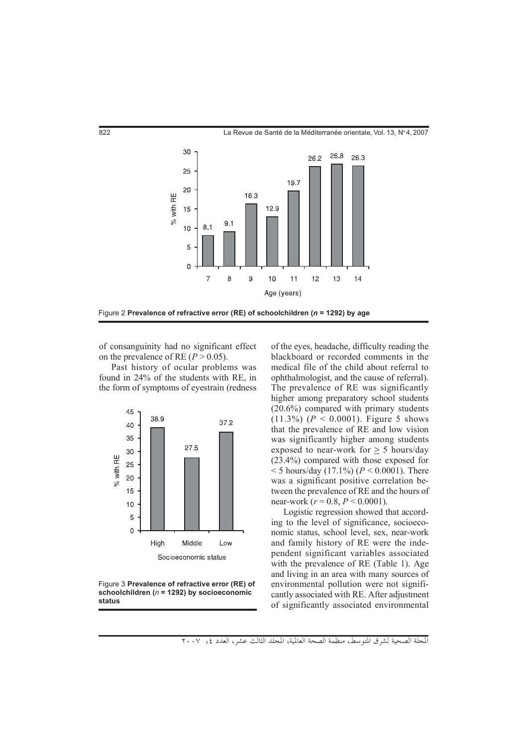Figure 2 **Prevalence of refractive error (RE) of schoolchildren ($n$ = 1292) by age**

of consanguinity had no significant effect on the prevalence of RE ($P > 0.05$).

Past history of ocular problems was found in 24% of the students with RE, in the form of symptoms of eyestrain (redness of the eyes, headache, difficulty reading the blackboard or recorded comments in the medical file of the child about referral to ophthalmologist, and the cause of referral). The prevalence of RE was significantly higher among preparatory school students (20.6%) compared with primary students (11.3%) ($P < 0.0001$). Figure 5 shows that the prevalence of RE and low vision was significantly higher among students exposed to near-work for $\geq$ 5 hours/day (23.4%) compared with those exposed for < 5 hours/day (17.1%) ($P < 0.0001$). There was a significant positive correlation between the prevalence of RE and the hours of near-work ($r = 0.8$, $P < 0.0001$).

Figure 3 **Prevalence of refractive error (RE) of schoolchildren ($n$ = 1292) by socioeconomic status**

Logistic regression showed that according to the level of significance, socioeconomic status, school level, sex, near-work and family history of RE were the independent significant variables associated with the prevalence of RE (Table 1). Age and living in an area with many sources of environmental pollution were not significantly associated with RE. After adjustment of significantly associated environmental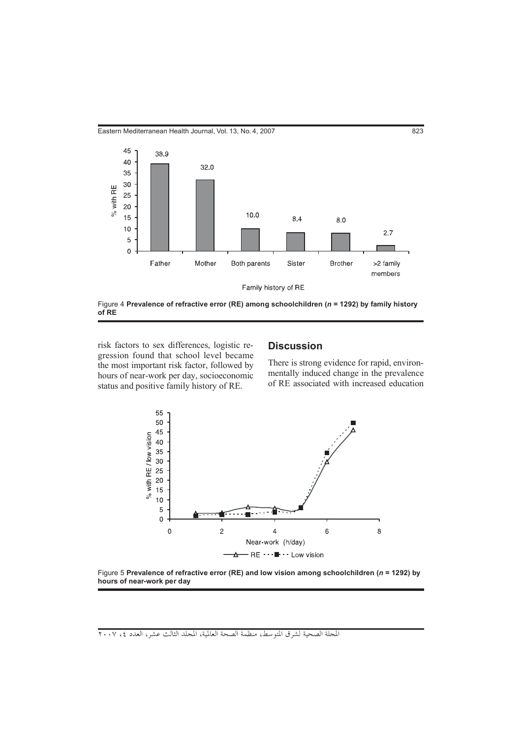Figure 4 **Prevalence of refractive error (RE) among schoolchildren (*n* = 1292) by family history of RE**

risk factors to sex differences, logistic regression found that school level became the most important risk factor, followed by hours of near-work per day, socioeconomic status and positive family history of RE.

## Discussion

There is strong evidence for rapid, environmentally induced change in the prevalence of RE associated with increased education

Figure 5 **Prevalence of refractive error (RE) and low vision among schoolchildren (*n* = 1292) by hours of near-work per day**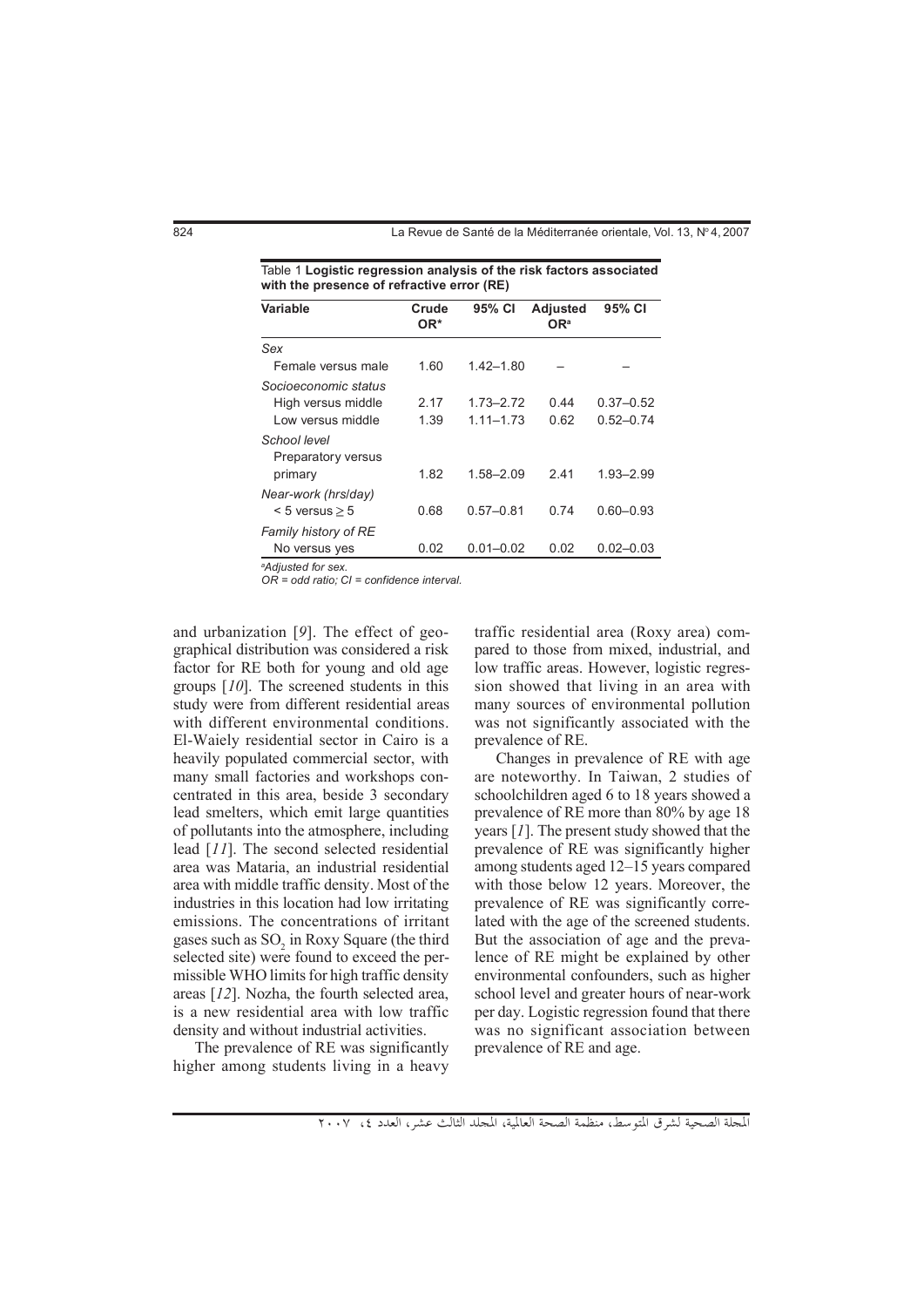Table 1 **Logistic regression analysis of the risk factors associated with the presence of refractive error (RE)**

| Variable | Crude OR* | 95% CI | Adjusted OR[a] | 95% CI |
|---|---|---|---|---|
| *Sex* | | | | |
| Female versus male | 1.60 | 1.42–1.80 | – | – |
| *Socioeconomic status* | | | | |
| High versus middle | 2.17 | 1.73–2.72 | 0.44 | 0.37–0.52 |
| Low versus middle | 1.39 | 1.11–1.73 | 0.62 | 0.52–0.74 |
| *School level* | | | | |
| Preparatory versus primary | 1.82 | 1.58–2.09 | 2.41 | 1.93–2.99 |
| *Near-work (hrs/day)* | | | | |
| $< 5$ versus $\geq 5$ | 0.68 | 0.57–0.81 | 0.74 | 0.60–0.93 |
| *Family history of RE* | | | | |
| No versus yes | 0.02 | 0.01–0.02 | 0.02 | 0.02–0.03 |

[a]*Adjusted for sex.*
*OR = odd ratio; CI = confidence interval.*

and urbanization [*9*]. The effect of geographical distribution was considered a risk factor for RE both for young and old age groups [*10*]. The screened students in this study were from different residential areas with different environmental conditions. El-Waiely residential sector in Cairo is a heavily populated commercial sector, with many small factories and workshops concentrated in this area, beside 3 secondary lead smelters, which emit large quantities of pollutants into the atmosphere, including lead [*11*]. The second selected residential area was Mataria, an industrial residential area with middle traffic density. Most of the industries in this location had low irritating emissions. The concentrations of irritant gases such as $SO_2$ in Roxy Square (the third selected site) were found to exceed the permissible WHO limits for high traffic density areas [*12*]. Nozha, the fourth selected area, is a new residential area with low traffic density and without industrial activities.

The prevalence of RE was significantly higher among students living in a heavy traffic residential area (Roxy area) compared to those from mixed, industrial, and low traffic areas. However, logistic regression showed that living in an area with many sources of environmental pollution was not significantly associated with the prevalence of RE.

Changes in prevalence of RE with age are noteworthy. In Taiwan, 2 studies of schoolchildren aged 6 to 18 years showed a prevalence of RE more than 80% by age 18 years [*1*]. The present study showed that the prevalence of RE was significantly higher among students aged 12–15 years compared with those below 12 years. Moreover, the prevalence of RE was significantly correlated with the age of the screened students. But the association of age and the prevalence of RE might be explained by other environmental confounders, such as higher school level and greater hours of near-work per day. Logistic regression found that there was no significant association between prevalence of RE and age.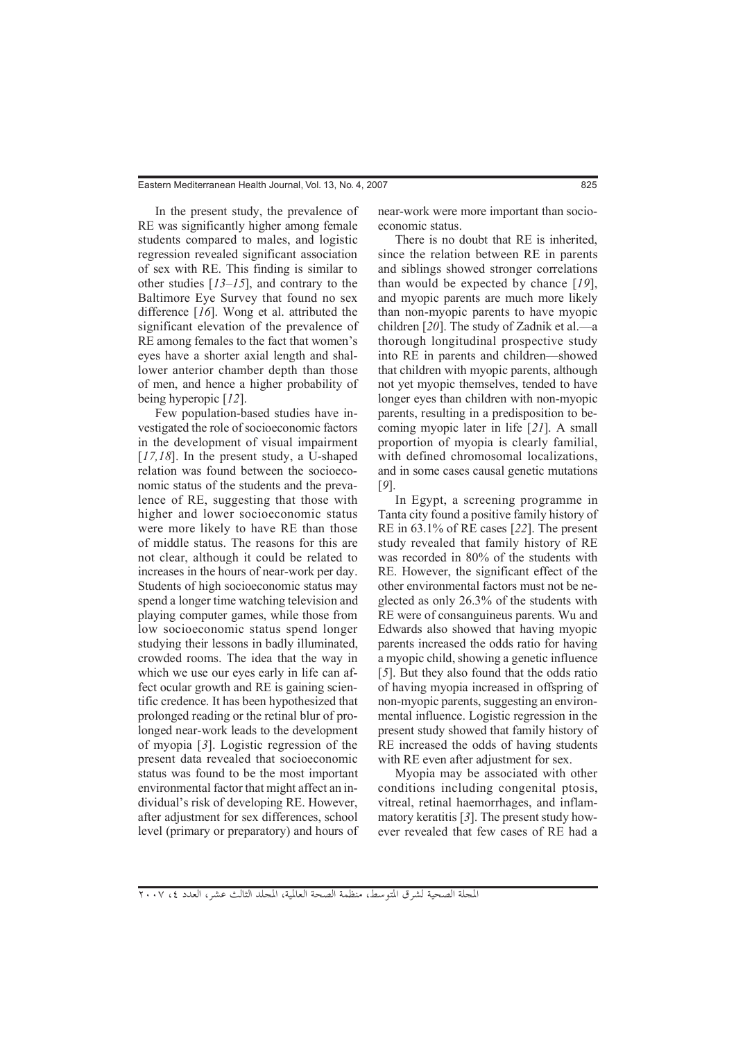In the present study, the prevalence of RE was significantly higher among female students compared to males, and logistic regression revealed significant association of sex with RE. This finding is similar to other studies [*13–15*], and contrary to the Baltimore Eye Survey that found no sex difference [*16*]. Wong et al. attributed the significant elevation of the prevalence of RE among females to the fact that women's eyes have a shorter axial length and shallower anterior chamber depth than those of men, and hence a higher probability of being hyperopic [*12*].

Few population-based studies have investigated the role of socioeconomic factors in the development of visual impairment [*17,18*]. In the present study, a U-shaped relation was found between the socioeconomic status of the students and the prevalence of RE, suggesting that those with higher and lower socioeconomic status were more likely to have RE than those of middle status. The reasons for this are not clear, although it could be related to increases in the hours of near-work per day. Students of high socioeconomic status may spend a longer time watching television and playing computer games, while those from low socioeconomic status spend longer studying their lessons in badly illuminated, crowded rooms. The idea that the way in which we use our eyes early in life can affect ocular growth and RE is gaining scientific credence. It has been hypothesized that prolonged reading or the retinal blur of prolonged near-work leads to the development of myopia [*3*]. Logistic regression of the present data revealed that socioeconomic status was found to be the most important environmental factor that might affect an individual's risk of developing RE. However, after adjustment for sex differences, school level (primary or preparatory) and hours of near-work were more important than socioeconomic status.

There is no doubt that RE is inherited, since the relation between RE in parents and siblings showed stronger correlations than would be expected by chance [*19*], and myopic parents are much more likely than non-myopic parents to have myopic children [*20*]. The study of Zadnik et al.—a thorough longitudinal prospective study into RE in parents and children—showed that children with myopic parents, although not yet myopic themselves, tended to have longer eyes than children with non-myopic parents, resulting in a predisposition to becoming myopic later in life [*21*]. A small proportion of myopia is clearly familial, with defined chromosomal localizations, and in some cases causal genetic mutations [*9*].

In Egypt, a screening programme in Tanta city found a positive family history of RE in 63.1% of RE cases [*22*]. The present study revealed that family history of RE was recorded in 80% of the students with RE. However, the significant effect of the other environmental factors must not be neglected as only 26.3% of the students with RE were of consanguineus parents. Wu and Edwards also showed that having myopic parents increased the odds ratio for having a myopic child, showing a genetic influence [*5*]. But they also found that the odds ratio of having myopia increased in offspring of non-myopic parents, suggesting an environmental influence. Logistic regression in the present study showed that family history of RE increased the odds of having students with RE even after adjustment for sex.

Myopia may be associated with other conditions including congenital ptosis, vitreal, retinal haemorrhages, and inflammatory keratitis [*3*]. The present study however revealed that few cases of RE had a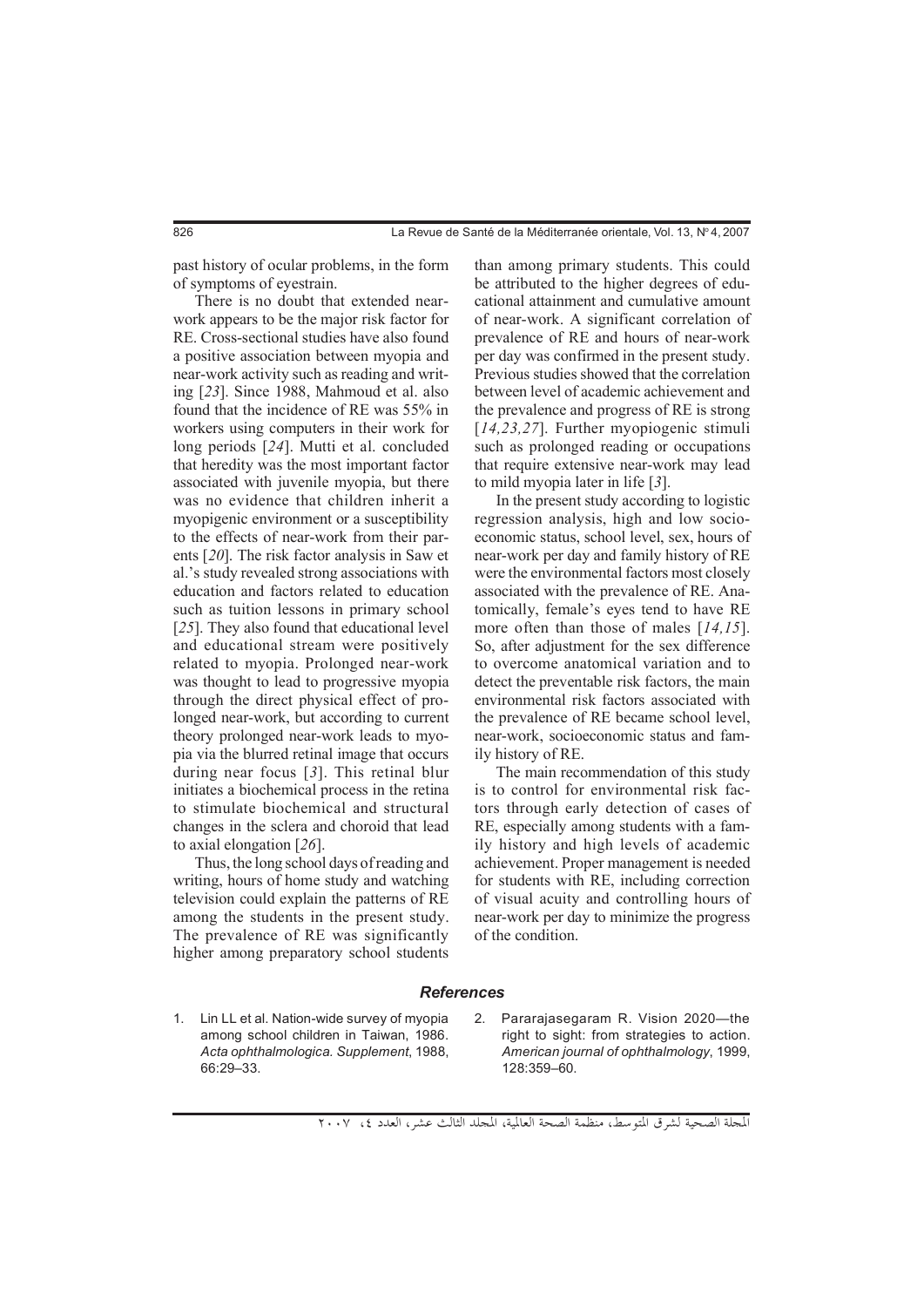past history of ocular problems, in the form of symptoms of eyestrain.

There is no doubt that extended near-work appears to be the major risk factor for RE. Cross-sectional studies have also found a positive association between myopia and near-work activity such as reading and writing [*23*]. Since 1988, Mahmoud et al. also found that the incidence of RE was 55% in workers using computers in their work for long periods [*24*]. Mutti et al. concluded that heredity was the most important factor associated with juvenile myopia, but there was no evidence that children inherit a myopigenic environment or a susceptibility to the effects of near-work from their parents [*20*]. The risk factor analysis in Saw et al.'s study revealed strong associations with education and factors related to education such as tuition lessons in primary school [*25*]. They also found that educational level and educational stream were positively related to myopia. Prolonged near-work was thought to lead to progressive myopia through the direct physical effect of prolonged near-work, but according to current theory prolonged near-work leads to myopia via the blurred retinal image that occurs during near focus [*3*]. This retinal blur initiates a biochemical process in the retina to stimulate biochemical and structural changes in the sclera and choroid that lead to axial elongation [*26*].

Thus, the long school days of reading and writing, hours of home study and watching television could explain the patterns of RE among the students in the present study. The prevalence of RE was significantly higher among preparatory school students than among primary students. This could be attributed to the higher degrees of educational attainment and cumulative amount of near-work. A significant correlation of prevalence of RE and hours of near-work per day was confirmed in the present study. Previous studies showed that the correlation between level of academic achievement and the prevalence and progress of RE is strong [*14,23,27*]. Further myopiogenic stimuli such as prolonged reading or occupations that require extensive near-work may lead to mild myopia later in life [*3*].

In the present study according to logistic regression analysis, high and low socioeconomic status, school level, sex, hours of near-work per day and family history of RE were the environmental factors most closely associated with the prevalence of RE. Anatomically, female's eyes tend to have RE more often than those of males [*14,15*]. So, after adjustment for the sex difference to overcome anatomical variation and to detect the preventable risk factors, the main environmental risk factors associated with the prevalence of RE became school level, near-work, socioeconomic status and family history of RE.

The main recommendation of this study is to control for environmental risk factors through early detection of cases of RE, especially among students with a family history and high levels of academic achievement. Proper management is needed for students with RE, including correction of visual acuity and controlling hours of near-work per day to minimize the progress of the condition.

## *References*

1. Lin LL et al. Nation-wide survey of myopia among school children in Taiwan, 1986. *Acta ophthalmologica. Supplement*, 1988, 66:29–33.
2. Pararajasegaram R. Vision 2020—the right to sight: from strategies to action. *American journal of ophthalmology*, 1999, 128:359–60.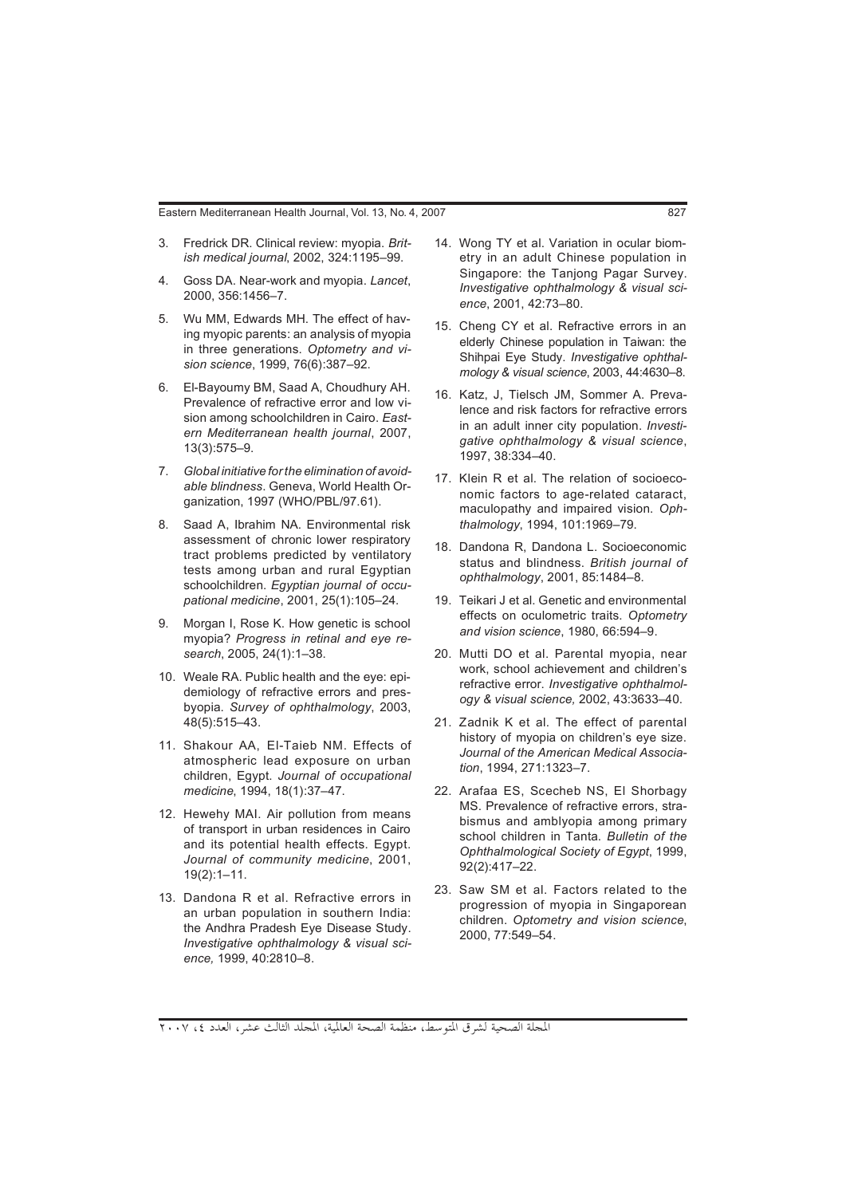3. Fredrick DR. Clinical review: myopia. *British medical journal*, 2002, 324:1195–99.
4. Goss DA. Near-work and myopia. *Lancet*, 2000, 356:1456–7.
5. Wu MM, Edwards MH. The effect of having myopic parents: an analysis of myopia in three generations. *Optometry and vision science*, 1999, 76(6):387–92.
6. El-Bayoumy BM, Saad A, Choudhury AH. Prevalence of refractive error and low vision among schoolchildren in Cairo. *Eastern Mediterranean health journal*, 2007, 13(3):575–9.
7. *Global initiative for the elimination of avoidable blindness*. Geneva, World Health Organization, 1997 (WHO/PBL/97.61).
8. Saad A, Ibrahim NA. Environmental risk assessment of chronic lower respiratory tract problems predicted by ventilatory tests among urban and rural Egyptian schoolchildren. *Egyptian journal of occupational medicine*, 2001, 25(1):105–24.
9. Morgan I, Rose K. How genetic is school myopia? *Progress in retinal and eye research*, 2005, 24(1):1–38.
10. Weale RA. Public health and the eye: epidemiology of refractive errors and presbyopia. *Survey of ophthalmology*, 2003, 48(5):515–43.
11. Shakour AA, El-Taieb NM. Effects of atmospheric lead exposure on urban children, Egypt. *Journal of occupational medicine*, 1994, 18(1):37–47.
12. Hewehy MAI. Air pollution from means of transport in urban residences in Cairo and its potential health effects. Egypt. *Journal of community medicine*, 2001, 19(2):1–11.
13. Dandona R et al. Refractive errors in an urban population in southern India: the Andhra Pradesh Eye Disease Study. *Investigative ophthalmology & visual science,* 1999, 40:2810–8.
14. Wong TY et al. Variation in ocular biometry in an adult Chinese population in Singapore: the Tanjong Pagar Survey. *Investigative ophthalmology & visual science*, 2001, 42:73–80.
15. Cheng CY et al. Refractive errors in an elderly Chinese population in Taiwan: the Shihpai Eye Study. *Investigative ophthalmology & visual science*, 2003, 44:4630–8.
16. Katz, J, Tielsch JM, Sommer A. Prevalence and risk factors for refractive errors in an adult inner city population. *Investigative ophthalmology & visual science*, 1997, 38:334–40.
17. Klein R et al. The relation of socioeconomic factors to age-related cataract, maculopathy and impaired vision. *Ophthalmology*, 1994, 101:1969–79.
18. Dandona R, Dandona L. Socioeconomic status and blindness. *British journal of ophthalmology*, 2001, 85:1484–8.
19. Teikari J et al. Genetic and environmental effects on oculometric traits. *Optometry and vision science*, 1980, 66:594–9.
20. Mutti DO et al. Parental myopia, near work, school achievement and children's refractive error. *Investigative ophthalmology & visual science,* 2002, 43:3633–40.
21. Zadnik K et al. The effect of parental history of myopia on children's eye size. *Journal of the American Medical Association*, 1994, 271:1323–7.
22. Arafaa ES, Scecheb NS, El Shorbagy MS. Prevalence of refractive errors, strabismus and amblyopia among primary school children in Tanta. *Bulletin of the Ophthalmological Society of Egypt*, 1999, 92(2):417–22.
23. Saw SM et al. Factors related to the progression of myopia in Singaporean children. *Optometry and vision science*, 2000, 77:549–54.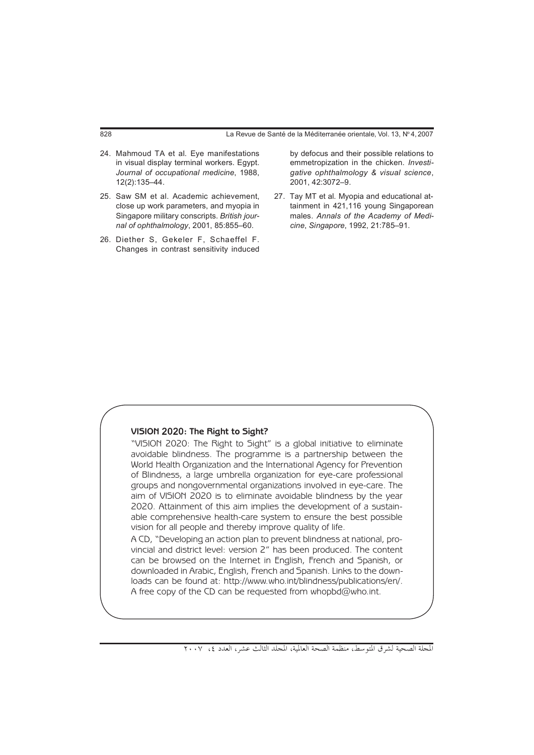24. Mahmoud TA et al. Eye manifestations in visual display terminal workers. Egypt. *Journal of occupational medicine*, 1988, 12(2):135–44.
25. Saw SM et al. Academic achievement, close up work parameters, and myopia in Singapore military conscripts. *British journal of ophthalmology*, 2001, 85:855–60.
26. Diether S, Gekeler F, Schaeffel F. Changes in contrast sensitivity induced by defocus and their possible relations to emmetropization in the chicken. *Investigative ophthalmology & visual science*, 2001, 42:3072–9.
27. Tay MT et al. Myopia and educational attainment in 421,116 young Singaporean males. *Annals of the Academy of Medicine, Singapore*, 1992, 21:785–91.

**VISION 2020: The Right to Sight?**

"VISION 2020: The Right to Sight" is a global initiative to eliminate avoidable blindness. The programme is a partnership between the World Health Organization and the International Agency for Prevention of Blindness, a large umbrella organization for eye-care professional groups and nongovernmental organizations involved in eye-care. The aim of VISION 2020 is to eliminate avoidable blindness by the year 2020. Attainment of this aim implies the development of a sustainable comprehensive health-care system to ensure the best possible vision for all people and thereby improve quality of life.

A CD, "Developing an action plan to prevent blindness at national, provincial and district level: version 2" has been produced. The content can be browsed on the Internet in English, French and Spanish, or downloaded in Arabic, English, French and Spanish. Links to the downloads can be found at: http://www.who.int/blindness/publications/en/. A free copy of the CD can be requested from whopbd@who.int.